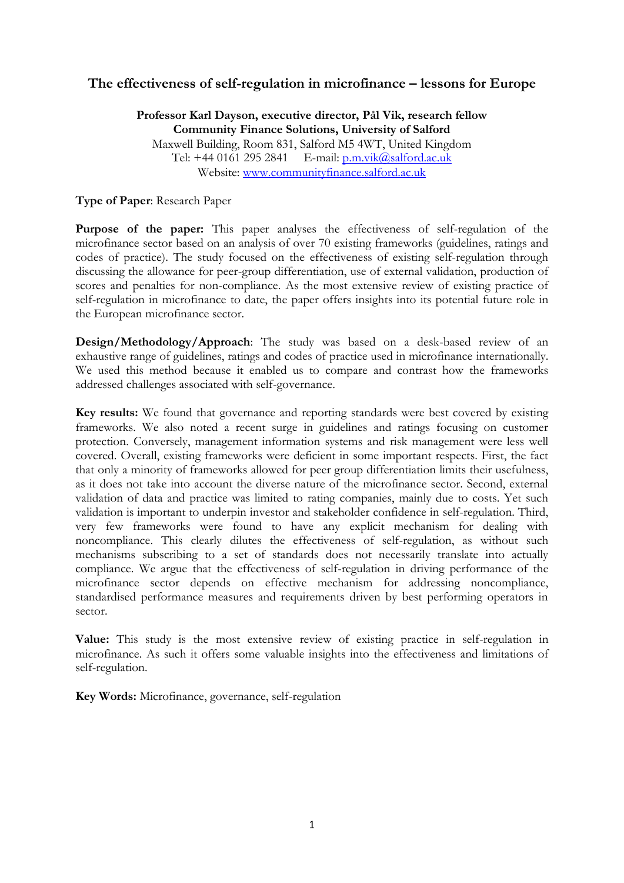# The effectiveness of self-regulation in microfinance – lessons for Europe

**Professor Karl Dayson, executive director, Pål Vik, research fellow**
**Community Finance Solutions, University of Salford**
Maxwell Building, Room 831, Salford M5 4WT, United Kingdom
Tel: +44 0161 295 2841 E-mail: p.m.vik@salford.ac.uk
Website: www.communityfinance.salford.ac.uk

**Type of Paper**: Research Paper

**Purpose of the paper:** This paper analyses the effectiveness of self-regulation of the microfinance sector based on an analysis of over 70 existing frameworks (guidelines, ratings and codes of practice). The study focused on the effectiveness of existing self-regulation through discussing the allowance for peer-group differentiation, use of external validation, production of scores and penalties for non-compliance. As the most extensive review of existing practice of self-regulation in microfinance to date, the paper offers insights into its potential future role in the European microfinance sector.

**Design/Methodology/Approach**: The study was based on a desk-based review of an exhaustive range of guidelines, ratings and codes of practice used in microfinance internationally. We used this method because it enabled us to compare and contrast how the frameworks addressed challenges associated with self-governance.

**Key results:** We found that governance and reporting standards were best covered by existing frameworks. We also noted a recent surge in guidelines and ratings focusing on customer protection. Conversely, management information systems and risk management were less well covered. Overall, existing frameworks were deficient in some important respects. First, the fact that only a minority of frameworks allowed for peer group differentiation limits their usefulness, as it does not take into account the diverse nature of the microfinance sector. Second, external validation of data and practice was limited to rating companies, mainly due to costs. Yet such validation is important to underpin investor and stakeholder confidence in self-regulation. Third, very few frameworks were found to have any explicit mechanism for dealing with noncompliance. This clearly dilutes the effectiveness of self-regulation, as without such mechanisms subscribing to a set of standards does not necessarily translate into actually compliance. We argue that the effectiveness of self-regulation in driving performance of the microfinance sector depends on effective mechanism for addressing noncompliance, standardised performance measures and requirements driven by best performing operators in sector.

**Value:** This study is the most extensive review of existing practice in self-regulation in microfinance. As such it offers some valuable insights into the effectiveness and limitations of self-regulation.

**Key Words:** Microfinance, governance, self-regulation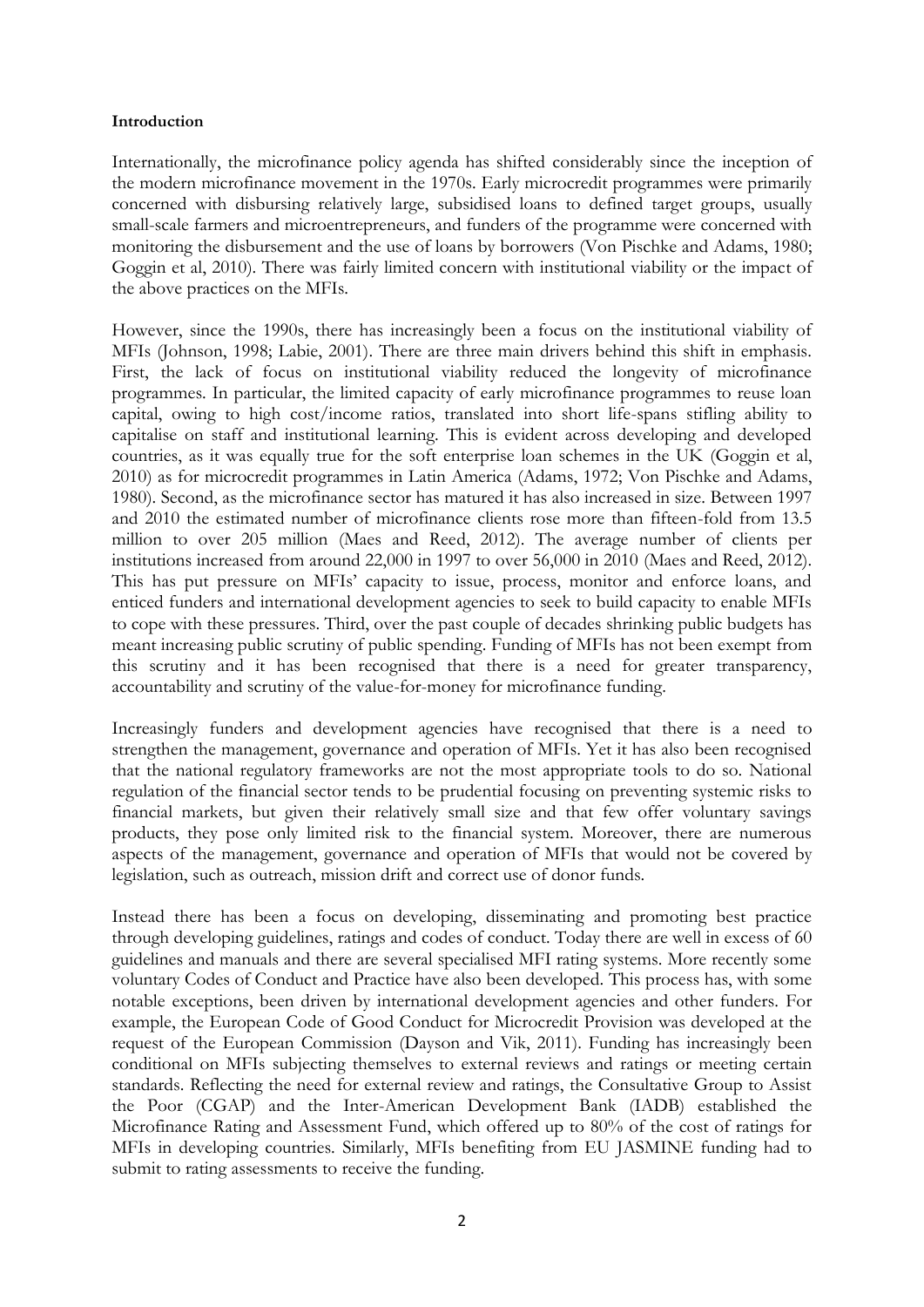**Introduction**

Internationally, the microfinance policy agenda has shifted considerably since the inception of the modern microfinance movement in the 1970s. Early microcredit programmes were primarily concerned with disbursing relatively large, subsidised loans to defined target groups, usually small-scale farmers and microentrepreneurs, and funders of the programme were concerned with monitoring the disbursement and the use of loans by borrowers (Von Pischke and Adams, 1980; Goggin et al, 2010). There was fairly limited concern with institutional viability or the impact of the above practices on the MFIs.

However, since the 1990s, there has increasingly been a focus on the institutional viability of MFIs (Johnson, 1998; Labie, 2001). There are three main drivers behind this shift in emphasis. First, the lack of focus on institutional viability reduced the longevity of microfinance programmes. In particular, the limited capacity of early microfinance programmes to reuse loan capital, owing to high cost/income ratios, translated into short life-spans stifling ability to capitalise on staff and institutional learning. This is evident across developing and developed countries, as it was equally true for the soft enterprise loan schemes in the UK (Goggin et al, 2010) as for microcredit programmes in Latin America (Adams, 1972; Von Pischke and Adams, 1980). Second, as the microfinance sector has matured it has also increased in size. Between 1997 and 2010 the estimated number of microfinance clients rose more than fifteen-fold from 13.5 million to over 205 million (Maes and Reed, 2012). The average number of clients per institutions increased from around 22,000 in 1997 to over 56,000 in 2010 (Maes and Reed, 2012). This has put pressure on MFIs' capacity to issue, process, monitor and enforce loans, and enticed funders and international development agencies to seek to build capacity to enable MFIs to cope with these pressures. Third, over the past couple of decades shrinking public budgets has meant increasing public scrutiny of public spending. Funding of MFIs has not been exempt from this scrutiny and it has been recognised that there is a need for greater transparency, accountability and scrutiny of the value-for-money for microfinance funding.

Increasingly funders and development agencies have recognised that there is a need to strengthen the management, governance and operation of MFIs. Yet it has also been recognised that the national regulatory frameworks are not the most appropriate tools to do so. National regulation of the financial sector tends to be prudential focusing on preventing systemic risks to financial markets, but given their relatively small size and that few offer voluntary savings products, they pose only limited risk to the financial system. Moreover, there are numerous aspects of the management, governance and operation of MFIs that would not be covered by legislation, such as outreach, mission drift and correct use of donor funds.

Instead there has been a focus on developing, disseminating and promoting best practice through developing guidelines, ratings and codes of conduct. Today there are well in excess of 60 guidelines and manuals and there are several specialised MFI rating systems. More recently some voluntary Codes of Conduct and Practice have also been developed. This process has, with some notable exceptions, been driven by international development agencies and other funders. For example, the European Code of Good Conduct for Microcredit Provision was developed at the request of the European Commission (Dayson and Vik, 2011). Funding has increasingly been conditional on MFIs subjecting themselves to external reviews and ratings or meeting certain standards. Reflecting the need for external review and ratings, the Consultative Group to Assist the Poor (CGAP) and the Inter-American Development Bank (IADB) established the Microfinance Rating and Assessment Fund, which offered up to 80% of the cost of ratings for MFIs in developing countries. Similarly, MFIs benefiting from EU JASMINE funding had to submit to rating assessments to receive the funding.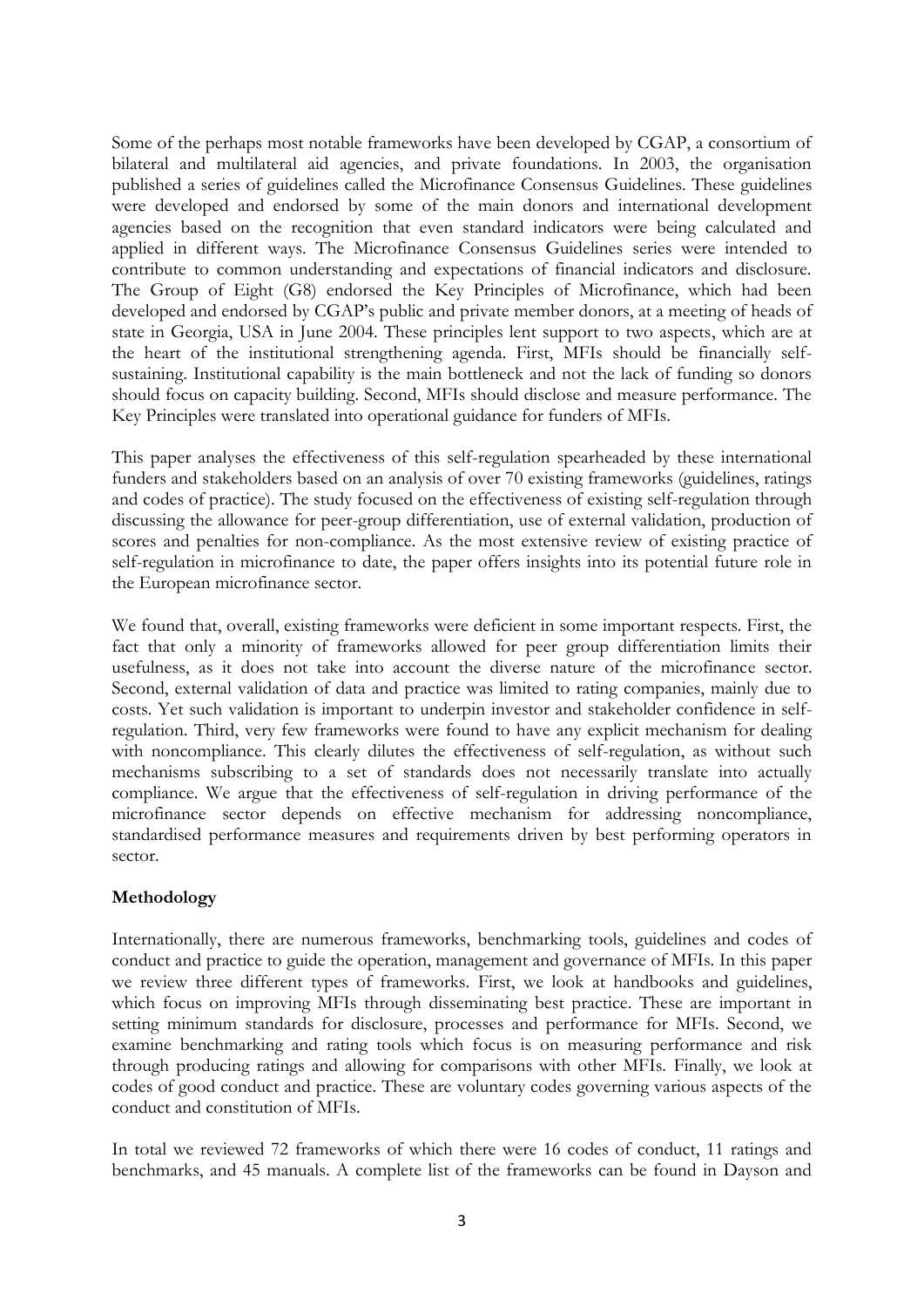Some of the perhaps most notable frameworks have been developed by CGAP, a consortium of bilateral and multilateral aid agencies, and private foundations. In 2003, the organisation published a series of guidelines called the Microfinance Consensus Guidelines. These guidelines were developed and endorsed by some of the main donors and international development agencies based on the recognition that even standard indicators were being calculated and applied in different ways. The Microfinance Consensus Guidelines series were intended to contribute to common understanding and expectations of financial indicators and disclosure. The Group of Eight (G8) endorsed the Key Principles of Microfinance, which had been developed and endorsed by CGAP's public and private member donors, at a meeting of heads of state in Georgia, USA in June 2004. These principles lent support to two aspects, which are at the heart of the institutional strengthening agenda. First, MFIs should be financially self-sustaining. Institutional capability is the main bottleneck and not the lack of funding so donors should focus on capacity building. Second, MFIs should disclose and measure performance. The Key Principles were translated into operational guidance for funders of MFIs.

This paper analyses the effectiveness of this self-regulation spearheaded by these international funders and stakeholders based on an analysis of over 70 existing frameworks (guidelines, ratings and codes of practice). The study focused on the effectiveness of existing self-regulation through discussing the allowance for peer-group differentiation, use of external validation, production of scores and penalties for non-compliance. As the most extensive review of existing practice of self-regulation in microfinance to date, the paper offers insights into its potential future role in the European microfinance sector.

We found that, overall, existing frameworks were deficient in some important respects. First, the fact that only a minority of frameworks allowed for peer group differentiation limits their usefulness, as it does not take into account the diverse nature of the microfinance sector. Second, external validation of data and practice was limited to rating companies, mainly due to costs. Yet such validation is important to underpin investor and stakeholder confidence in self-regulation. Third, very few frameworks were found to have any explicit mechanism for dealing with noncompliance. This clearly dilutes the effectiveness of self-regulation, as without such mechanisms subscribing to a set of standards does not necessarily translate into actually compliance. We argue that the effectiveness of self-regulation in driving performance of the microfinance sector depends on effective mechanism for addressing noncompliance, standardised performance measures and requirements driven by best performing operators in sector.

**Methodology**

Internationally, there are numerous frameworks, benchmarking tools, guidelines and codes of conduct and practice to guide the operation, management and governance of MFIs. In this paper we review three different types of frameworks. First, we look at handbooks and guidelines, which focus on improving MFIs through disseminating best practice. These are important in setting minimum standards for disclosure, processes and performance for MFIs. Second, we examine benchmarking and rating tools which focus is on measuring performance and risk through producing ratings and allowing for comparisons with other MFIs. Finally, we look at codes of good conduct and practice. These are voluntary codes governing various aspects of the conduct and constitution of MFIs.

In total we reviewed 72 frameworks of which there were 16 codes of conduct, 11 ratings and benchmarks, and 45 manuals. A complete list of the frameworks can be found in Dayson and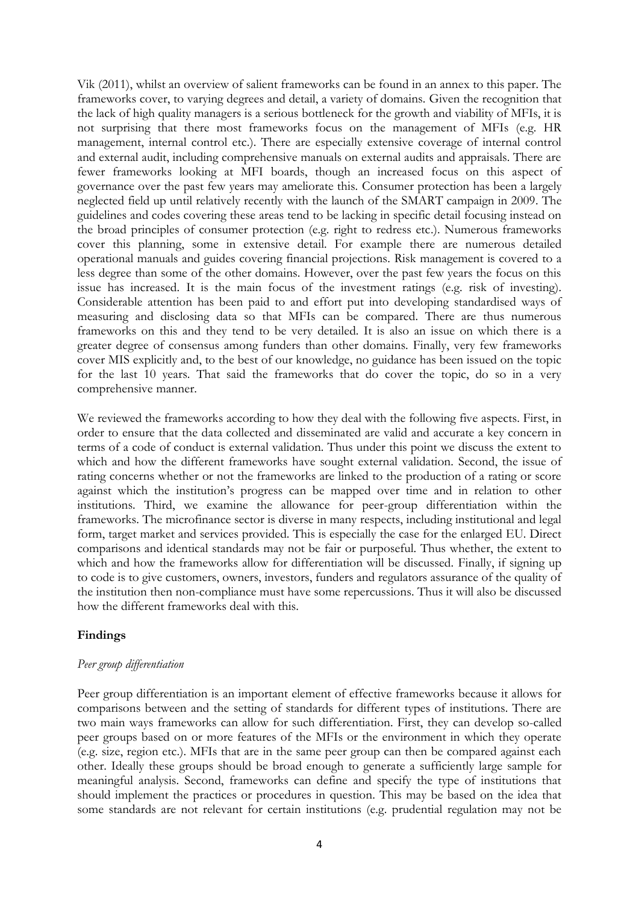Vik (2011), whilst an overview of salient frameworks can be found in an annex to this paper. The frameworks cover, to varying degrees and detail, a variety of domains. Given the recognition that the lack of high quality managers is a serious bottleneck for the growth and viability of MFIs, it is not surprising that there most frameworks focus on the management of MFIs (e.g. HR management, internal control etc.). There are especially extensive coverage of internal control and external audit, including comprehensive manuals on external audits and appraisals. There are fewer frameworks looking at MFI boards, though an increased focus on this aspect of governance over the past few years may ameliorate this. Consumer protection has been a largely neglected field up until relatively recently with the launch of the SMART campaign in 2009. The guidelines and codes covering these areas tend to be lacking in specific detail focusing instead on the broad principles of consumer protection (e.g. right to redress etc.). Numerous frameworks cover this planning, some in extensive detail. For example there are numerous detailed operational manuals and guides covering financial projections. Risk management is covered to a less degree than some of the other domains. However, over the past few years the focus on this issue has increased. It is the main focus of the investment ratings (e.g. risk of investing). Considerable attention has been paid to and effort put into developing standardised ways of measuring and disclosing data so that MFIs can be compared. There are thus numerous frameworks on this and they tend to be very detailed. It is also an issue on which there is a greater degree of consensus among funders than other domains. Finally, very few frameworks cover MIS explicitly and, to the best of our knowledge, no guidance has been issued on the topic for the last 10 years. That said the frameworks that do cover the topic, do so in a very comprehensive manner.

We reviewed the frameworks according to how they deal with the following five aspects. First, in order to ensure that the data collected and disseminated are valid and accurate a key concern in terms of a code of conduct is external validation. Thus under this point we discuss the extent to which and how the different frameworks have sought external validation. Second, the issue of rating concerns whether or not the frameworks are linked to the production of a rating or score against which the institution's progress can be mapped over time and in relation to other institutions. Third, we examine the allowance for peer-group differentiation within the frameworks. The microfinance sector is diverse in many respects, including institutional and legal form, target market and services provided. This is especially the case for the enlarged EU. Direct comparisons and identical standards may not be fair or purposeful. Thus whether, the extent to which and how the frameworks allow for differentiation will be discussed. Finally, if signing up to code is to give customers, owners, investors, funders and regulators assurance of the quality of the institution then non-compliance must have some repercussions. Thus it will also be discussed how the different frameworks deal with this.

## Findings

### *Peer group differentiation*

Peer group differentiation is an important element of effective frameworks because it allows for comparisons between and the setting of standards for different types of institutions. There are two main ways frameworks can allow for such differentiation. First, they can develop so-called peer groups based on or more features of the MFIs or the environment in which they operate (e.g. size, region etc.). MFIs that are in the same peer group can then be compared against each other. Ideally these groups should be broad enough to generate a sufficiently large sample for meaningful analysis. Second, frameworks can define and specify the type of institutions that should implement the practices or procedures in question. This may be based on the idea that some standards are not relevant for certain institutions (e.g. prudential regulation may not be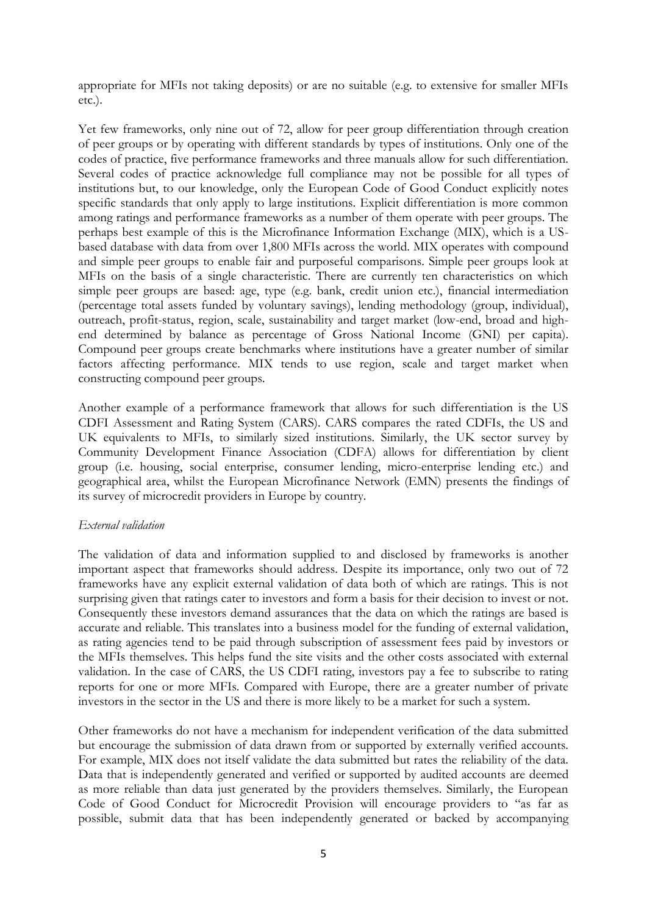appropriate for MFIs not taking deposits) or are no suitable (e.g. to extensive for smaller MFIs etc.).

Yet few frameworks, only nine out of 72, allow for peer group differentiation through creation of peer groups or by operating with different standards by types of institutions. Only one of the codes of practice, five performance frameworks and three manuals allow for such differentiation. Several codes of practice acknowledge full compliance may not be possible for all types of institutions but, to our knowledge, only the European Code of Good Conduct explicitly notes specific standards that only apply to large institutions. Explicit differentiation is more common among ratings and performance frameworks as a number of them operate with peer groups. The perhaps best example of this is the Microfinance Information Exchange (MIX), which is a US-based database with data from over 1,800 MFIs across the world. MIX operates with compound and simple peer groups to enable fair and purposeful comparisons. Simple peer groups look at MFIs on the basis of a single characteristic. There are currently ten characteristics on which simple peer groups are based: age, type (e.g. bank, credit union etc.), financial intermediation (percentage total assets funded by voluntary savings), lending methodology (group, individual), outreach, profit-status, region, scale, sustainability and target market (low-end, broad and high-end determined by balance as percentage of Gross National Income (GNI) per capita). Compound peer groups create benchmarks where institutions have a greater number of similar factors affecting performance. MIX tends to use region, scale and target market when constructing compound peer groups.

Another example of a performance framework that allows for such differentiation is the US CDFI Assessment and Rating System (CARS). CARS compares the rated CDFIs, the US and UK equivalents to MFIs, to similarly sized institutions. Similarly, the UK sector survey by Community Development Finance Association (CDFA) allows for differentiation by client group (i.e. housing, social enterprise, consumer lending, micro-enterprise lending etc.) and geographical area, whilst the European Microfinance Network (EMN) presents the findings of its survey of microcredit providers in Europe by country.

*External validation*

The validation of data and information supplied to and disclosed by frameworks is another important aspect that frameworks should address. Despite its importance, only two out of 72 frameworks have any explicit external validation of data both of which are ratings. This is not surprising given that ratings cater to investors and form a basis for their decision to invest or not. Consequently these investors demand assurances that the data on which the ratings are based is accurate and reliable. This translates into a business model for the funding of external validation, as rating agencies tend to be paid through subscription of assessment fees paid by investors or the MFIs themselves. This helps fund the site visits and the other costs associated with external validation. In the case of CARS, the US CDFI rating, investors pay a fee to subscribe to rating reports for one or more MFIs. Compared with Europe, there are a greater number of private investors in the sector in the US and there is more likely to be a market for such a system.

Other frameworks do not have a mechanism for independent verification of the data submitted but encourage the submission of data drawn from or supported by externally verified accounts. For example, MIX does not itself validate the data submitted but rates the reliability of the data. Data that is independently generated and verified or supported by audited accounts are deemed as more reliable than data just generated by the providers themselves. Similarly, the European Code of Good Conduct for Microcredit Provision will encourage providers to "as far as possible, submit data that has been independently generated or backed by accompanying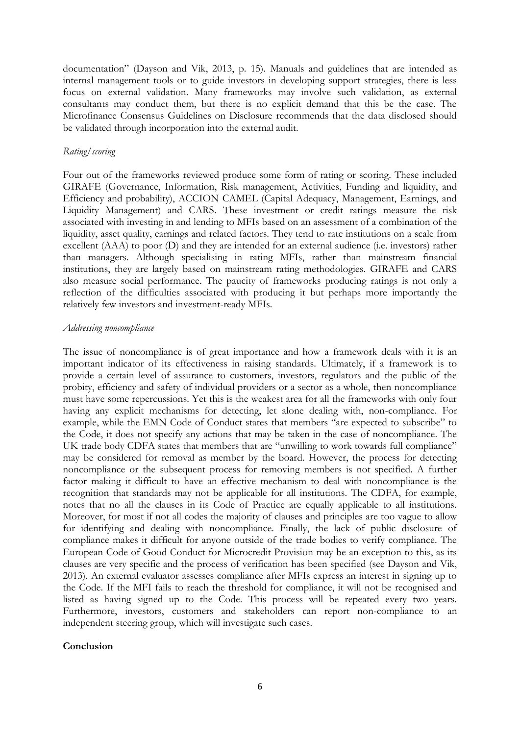documentation" (Dayson and Vik, 2013, p. 15). Manuals and guidelines that are intended as internal management tools or to guide investors in developing support strategies, there is less focus on external validation. Many frameworks may involve such validation, as external consultants may conduct them, but there is no explicit demand that this be the case. The Microfinance Consensus Guidelines on Disclosure recommends that the data disclosed should be validated through incorporation into the external audit.

*Rating/scoring*

Four out of the frameworks reviewed produce some form of rating or scoring. These included GIRAFE (Governance, Information, Risk management, Activities, Funding and liquidity, and Efficiency and probability), ACCION CAMEL (Capital Adequacy, Management, Earnings, and Liquidity Management) and CARS. These investment or credit ratings measure the risk associated with investing in and lending to MFIs based on an assessment of a combination of the liquidity, asset quality, earnings and related factors. They tend to rate institutions on a scale from excellent (AAA) to poor (D) and they are intended for an external audience (i.e. investors) rather than managers. Although specialising in rating MFIs, rather than mainstream financial institutions, they are largely based on mainstream rating methodologies. GIRAFE and CARS also measure social performance. The paucity of frameworks producing ratings is not only a reflection of the difficulties associated with producing it but perhaps more importantly the relatively few investors and investment-ready MFIs.

*Addressing noncompliance*

The issue of noncompliance is of great importance and how a framework deals with it is an important indicator of its effectiveness in raising standards. Ultimately, if a framework is to provide a certain level of assurance to customers, investors, regulators and the public of the probity, efficiency and safety of individual providers or a sector as a whole, then noncompliance must have some repercussions. Yet this is the weakest area for all the frameworks with only four having any explicit mechanisms for detecting, let alone dealing with, non-compliance. For example, while the EMN Code of Conduct states that members "are expected to subscribe" to the Code, it does not specify any actions that may be taken in the case of noncompliance. The UK trade body CDFA states that members that are "unwilling to work towards full compliance" may be considered for removal as member by the board. However, the process for detecting noncompliance or the subsequent process for removing members is not specified. A further factor making it difficult to have an effective mechanism to deal with noncompliance is the recognition that standards may not be applicable for all institutions. The CDFA, for example, notes that no all the clauses in its Code of Practice are equally applicable to all institutions. Moreover, for most if not all codes the majority of clauses and principles are too vague to allow for identifying and dealing with noncompliance. Finally, the lack of public disclosure of compliance makes it difficult for anyone outside of the trade bodies to verify compliance. The European Code of Good Conduct for Microcredit Provision may be an exception to this, as its clauses are very specific and the process of verification has been specified (see Dayson and Vik, 2013). An external evaluator assesses compliance after MFIs express an interest in signing up to the Code. If the MFI fails to reach the threshold for compliance, it will not be recognised and listed as having signed up to the Code. This process will be repeated every two years. Furthermore, investors, customers and stakeholders can report non-compliance to an independent steering group, which will investigate such cases.

**Conclusion**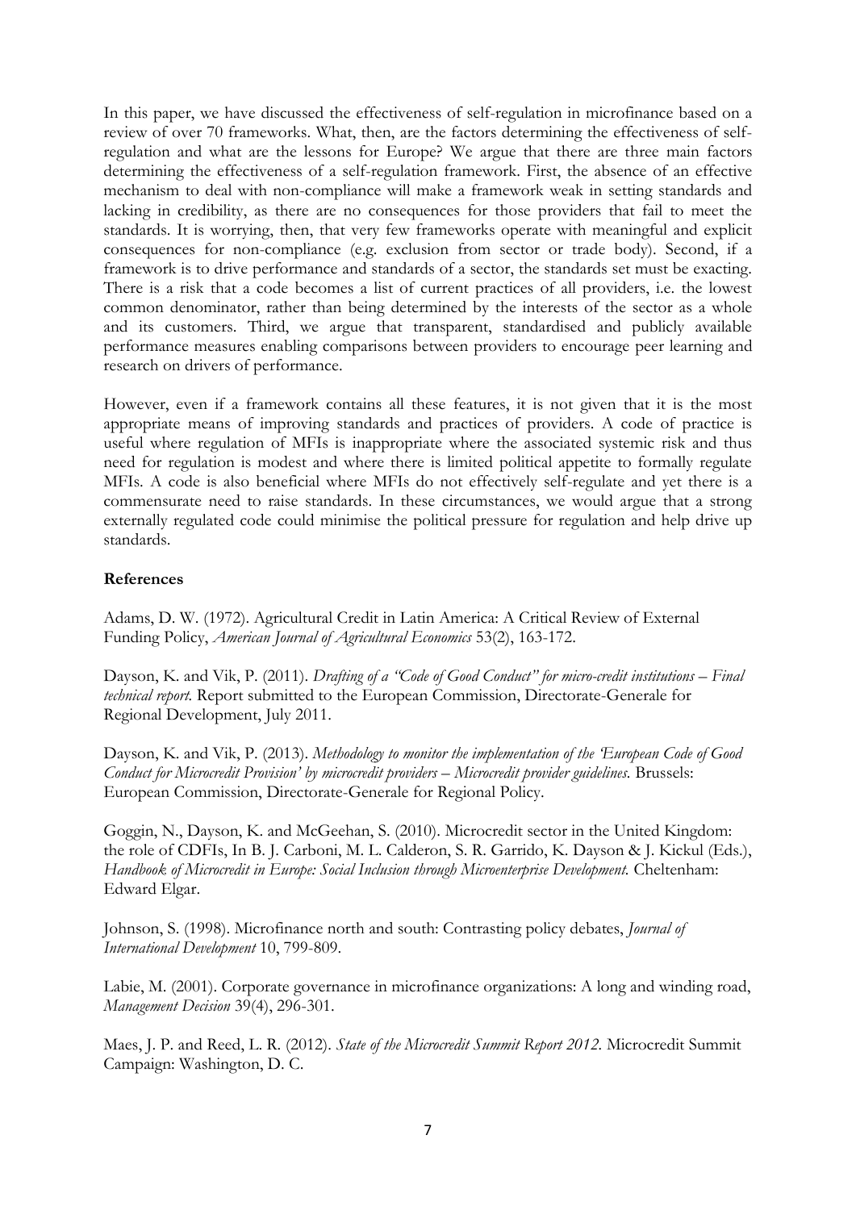In this paper, we have discussed the effectiveness of self-regulation in microfinance based on a review of over 70 frameworks. What, then, are the factors determining the effectiveness of self-regulation and what are the lessons for Europe? We argue that there are three main factors determining the effectiveness of a self-regulation framework. First, the absence of an effective mechanism to deal with non-compliance will make a framework weak in setting standards and lacking in credibility, as there are no consequences for those providers that fail to meet the standards. It is worrying, then, that very few frameworks operate with meaningful and explicit consequences for non-compliance (e.g. exclusion from sector or trade body). Second, if a framework is to drive performance and standards of a sector, the standards set must be exacting. There is a risk that a code becomes a list of current practices of all providers, i.e. the lowest common denominator, rather than being determined by the interests of the sector as a whole and its customers. Third, we argue that transparent, standardised and publicly available performance measures enabling comparisons between providers to encourage peer learning and research on drivers of performance.

However, even if a framework contains all these features, it is not given that it is the most appropriate means of improving standards and practices of providers. A code of practice is useful where regulation of MFIs is inappropriate where the associated systemic risk and thus need for regulation is modest and where there is limited political appetite to formally regulate MFIs. A code is also beneficial where MFIs do not effectively self-regulate and yet there is a commensurate need to raise standards. In these circumstances, we would argue that a strong externally regulated code could minimise the political pressure for regulation and help drive up standards.

**References**

Adams, D. W. (1972). Agricultural Credit in Latin America: A Critical Review of External Funding Policy, *American Journal of Agricultural Economics* 53(2), 163-172.

Dayson, K. and Vik, P. (2011). *Drafting of a "Code of Good Conduct" for micro-credit institutions – Final technical report.* Report submitted to the European Commission, Directorate-Generale for Regional Development, July 2011.

Dayson, K. and Vik, P. (2013). *Methodology to monitor the implementation of the 'European Code of Good Conduct for Microcredit Provision' by microcredit providers – Microcredit provider guidelines.* Brussels: European Commission, Directorate-Generale for Regional Policy.

Goggin, N., Dayson, K. and McGeehan, S. (2010). Microcredit sector in the United Kingdom: the role of CDFIs, In B. J. Carboni, M. L. Calderon, S. R. Garrido, K. Dayson & J. Kickul (Eds.), *Handbook of Microcredit in Europe: Social Inclusion through Microenterprise Development.* Cheltenham: Edward Elgar.

Johnson, S. (1998). Microfinance north and south: Contrasting policy debates, *Journal of International Development* 10, 799-809.

Labie, M. (2001). Corporate governance in microfinance organizations: A long and winding road, *Management Decision* 39(4), 296-301.

Maes, J. P. and Reed, L. R. (2012). *State of the Microcredit Summit Report 2012.* Microcredit Summit Campaign: Washington, D. C.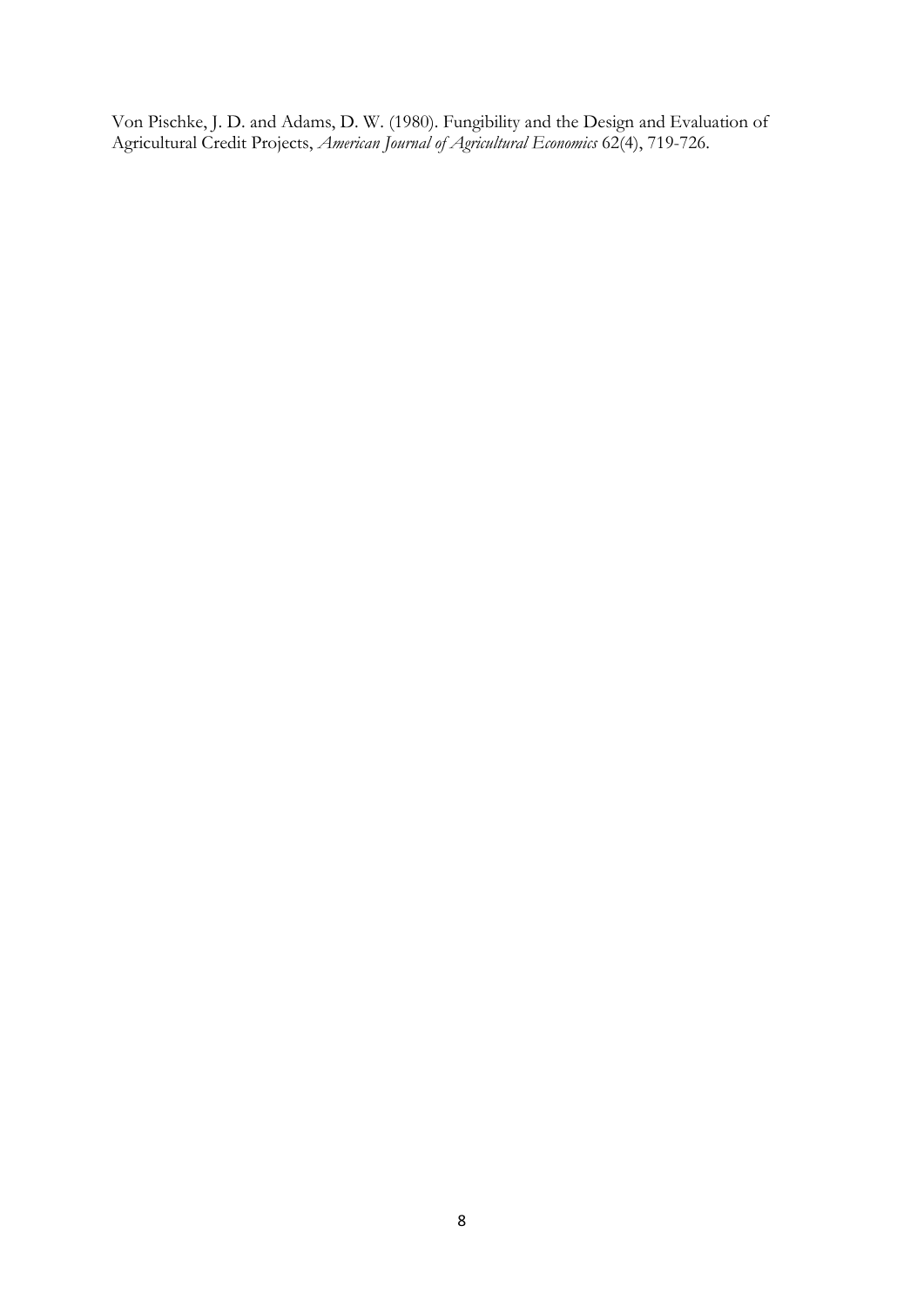Von Pischke, J. D. and Adams, D. W. (1980). Fungibility and the Design and Evaluation of Agricultural Credit Projects, *American Journal of Agricultural Economics* 62(4), 719-726.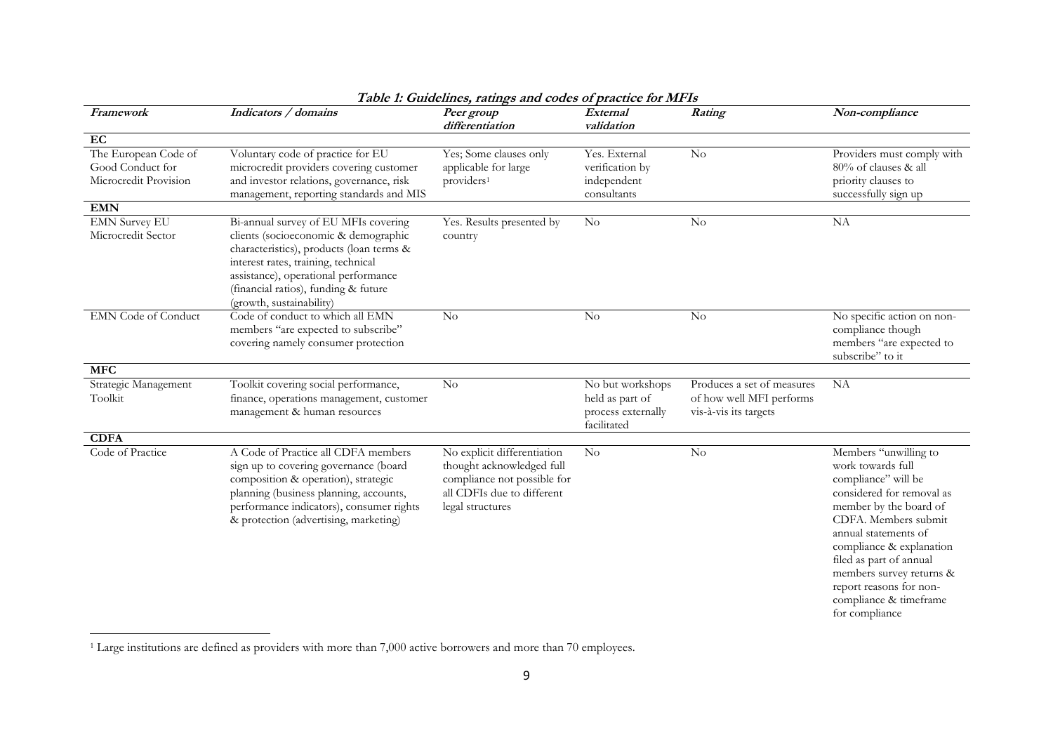**Table 1: Guidelines, ratings and codes of practice for MFIs**

| *Framework* | *Indicators / domains* | *Peer group differentiation* | *External validation* | *Rating* | *Non-compliance* |
|---|---|---|---|---|---|
| **EC** | | | | | |
| The European Code of Good Conduct for Microcredit Provision | Voluntary code of practice for EU microcredit providers covering customer and investor relations, governance, risk management, reporting standards and MIS | Yes; Some clauses only applicable for large providers[1] | Yes. External verification by independent consultants | No | Providers must comply with 80% of clauses & all priority clauses to successfully sign up |
| **EMN** | | | | | |
| EMN Survey EU Microcredit Sector | Bi-annual survey of EU MFIs covering clients (socioeconomic & demographic characteristics), products (loan terms & interest rates, training, technical assistance), operational performance (financial ratios), funding & future (growth, sustainability) | Yes. Results presented by country | No | No | NA |
| EMN Code of Conduct | Code of conduct to which all EMN members "are expected to subscribe" covering namely consumer protection | No | No | No | No specific action on non-compliance though members "are expected to subscribe" to it |
| **MFC** | | | | | |
| Strategic Management Toolkit | Toolkit covering social performance, finance, operations management, customer management & human resources | No | No but workshops held as part of process externally facilitated | Produces a set of measures of how well MFI performs vis-à-vis its targets | NA |
| **CDFA** | | | | | |
| Code of Practice | A Code of Practice all CDFA members sign up to covering governance (board composition & operation), strategic planning (business planning, accounts, performance indicators), consumer rights & protection (advertising, marketing) | No explicit differentiation thought acknowledged full compliance not possible for all CDFIs due to different legal structures | No | No | Members "unwilling to work towards full compliance" will be considered for removal as member by the board of CDFA. Members submit annual statements of compliance & explanation filed as part of annual members survey returns & report reasons for non-compliance & timeframe for compliance |

[1] Large institutions are defined as providers with more than 7,000 active borrowers and more than 70 employees.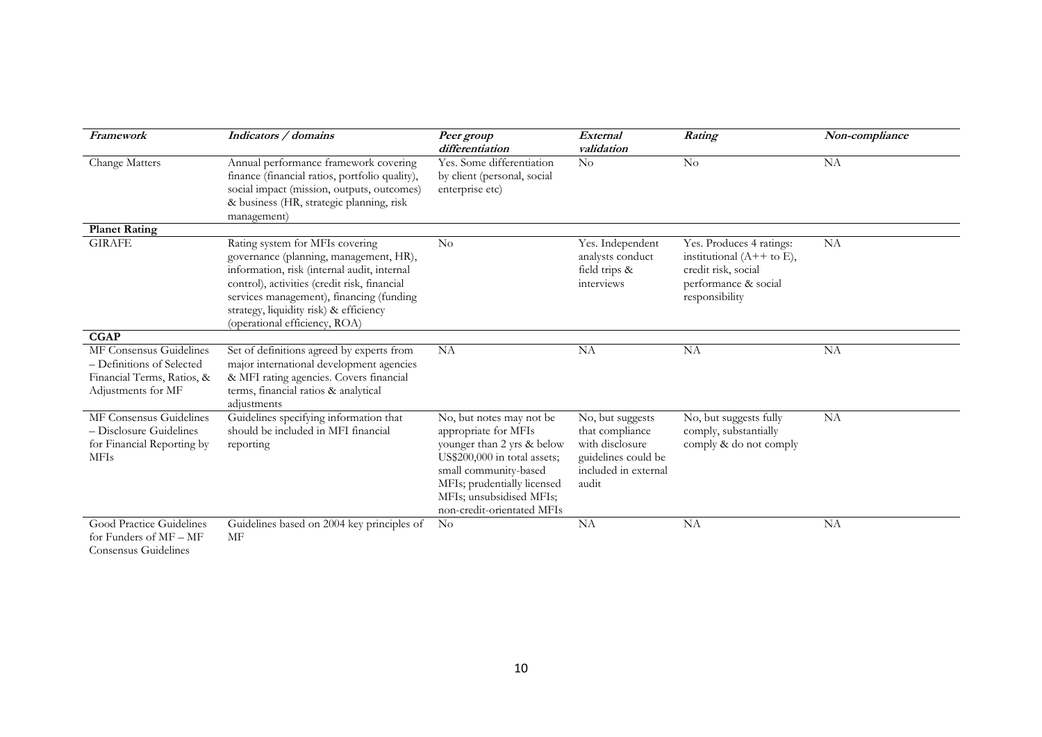| *Framework* | *Indicators / domains* | *Peer group differentiation* | *External validation* | *Rating* | *Non-compliance* |
|---|---|---|---|---|---|
| Change Matters | Annual performance framework covering finance (financial ratios, portfolio quality), social impact (mission, outputs, outcomes) & business (HR, strategic planning, risk management) | Yes. Some differentiation by client (personal, social enterprise etc) | No | No | NA |
| **Planet Rating** | | | | | |
| GIRAFE | Rating system for MFIs covering governance (planning, management, HR), information, risk (internal audit, internal control), activities (credit risk, financial services management), financing (funding strategy, liquidity risk) & efficiency (operational efficiency, ROA) | No | Yes. Independent analysts conduct field trips & interviews | Yes. Produces 4 ratings: institutional (A++ to E), credit risk, social performance & social responsibility | NA |
| **CGAP** | | | | | |
| MF Consensus Guidelines – Definitions of Selected Financial Terms, Ratios, & Adjustments for MF | Set of definitions agreed by experts from major international development agencies & MFI rating agencies. Covers financial terms, financial ratios & analytical adjustments | NA | NA | NA | NA |
| MF Consensus Guidelines – Disclosure Guidelines for Financial Reporting by MFIs | Guidelines specifying information that should be included in MFI financial reporting | No, but notes may not be appropriate for MFIs younger than 2 yrs & below US$200,000 in total assets; small community-based MFIs; prudentially licensed MFIs; unsubsidised MFIs; non-credit-orientated MFIs | No, but suggests that compliance with disclosure guidelines could be included in external audit | No, but suggests fully comply, substantially comply & do not comply | NA |
| Good Practice Guidelines for Funders of MF – MF Consensus Guidelines | Guidelines based on 2004 key principles of MF | No | NA | NA | NA |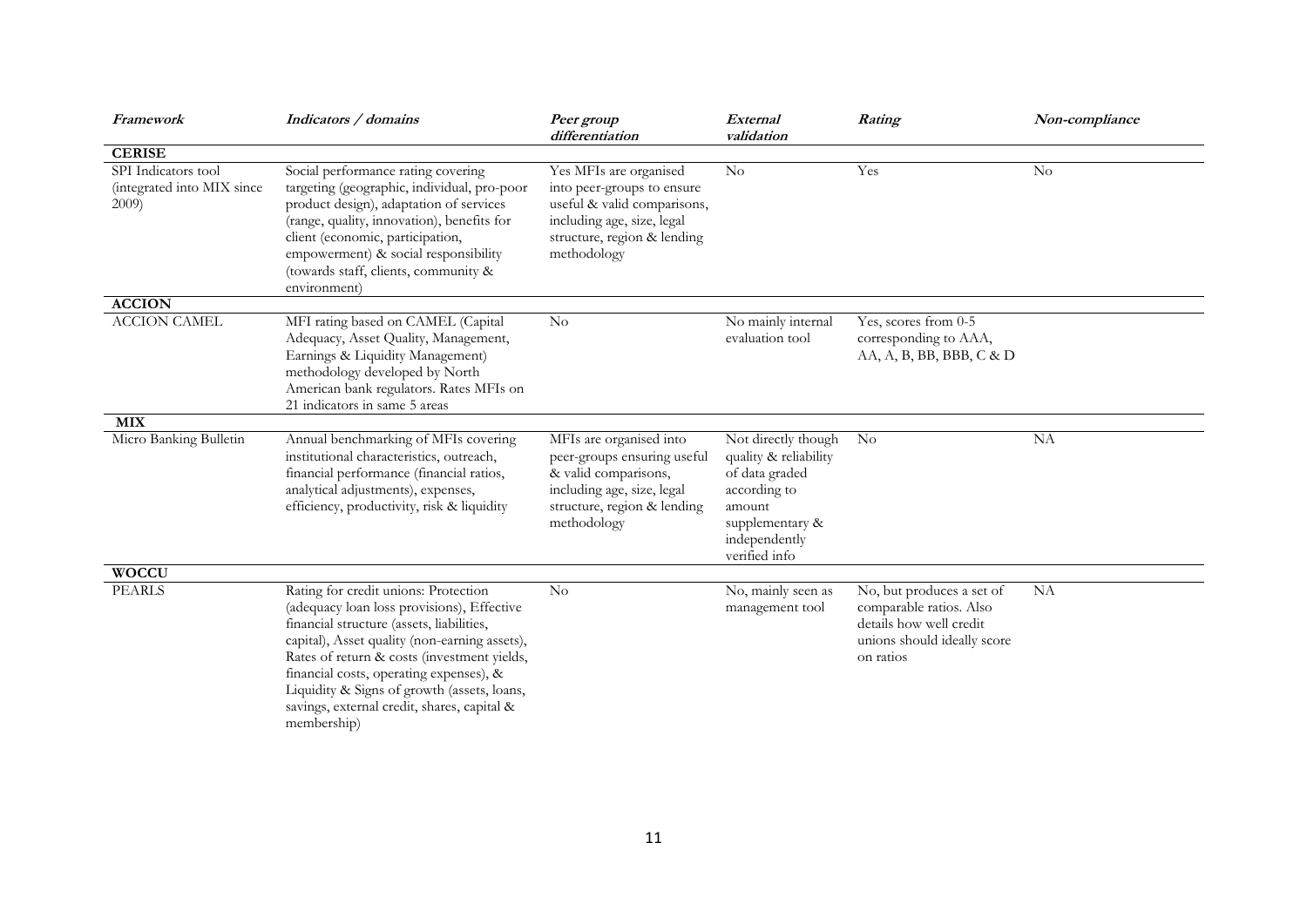| *Framework* | *Indicators / domains* | *Peer group differentiation* | *External validation* | *Rating* | *Non-compliance* |
|---|---|---|---|---|---|
| **CERISE** | | | | | |
| SPI Indicators tool (integrated into MIX since 2009) | Social performance rating covering targeting (geographic, individual, pro-poor product design), adaptation of services (range, quality, innovation), benefits for client (economic, participation, empowerment) & social responsibility (towards staff, clients, community & environment) | Yes MFIs are organised into peer-groups to ensure useful & valid comparisons, including age, size, legal structure, region & lending methodology | No | Yes | No |
| **ACCION** | | | | | |
| ACCION CAMEL | MFI rating based on CAMEL (Capital Adequacy, Asset Quality, Management, Earnings & Liquidity Management) methodology developed by North American bank regulators. Rates MFIs on 21 indicators in same 5 areas | No | No mainly internal evaluation tool | Yes, scores from 0-5 corresponding to AAA, AA, A, B, BB, BBB, C & D | |
| **MIX** | | | | | |
| Micro Banking Bulletin | Annual benchmarking of MFIs covering institutional characteristics, outreach, financial performance (financial ratios, analytical adjustments), expenses, efficiency, productivity, risk & liquidity | MFIs are organised into peer-groups ensuring useful & valid comparisons, including age, size, legal structure, region & lending methodology | Not directly though quality & reliability of data graded according to amount supplementary & independently verified info | No | NA |
| **WOCCU** | | | | | |
| PEARLS | Rating for credit unions: Protection (adequacy loan loss provisions), Effective financial structure (assets, liabilities, capital), Asset quality (non-earning assets), Rates of return & costs (investment yields, financial costs, operating expenses), & Liquidity & Signs of growth (assets, loans, savings, external credit, shares, capital & membership) | No | No, mainly seen as management tool | No, but produces a set of comparable ratios. Also details how well credit unions should ideally score on ratios | NA |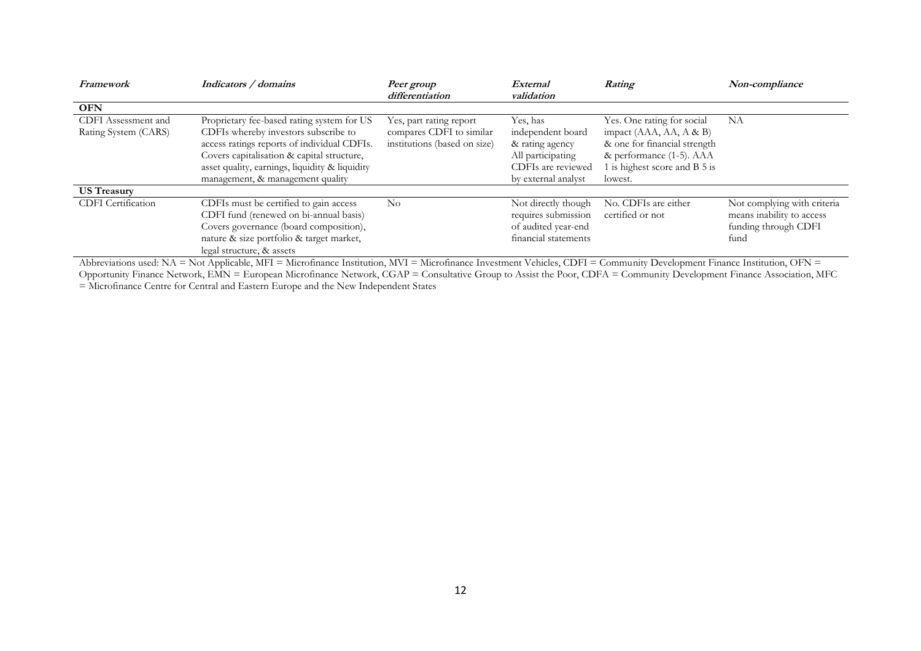| *Framework* | *Indicators / domains* | *Peer group differentiation* | *External validation* | *Rating* | *Non-compliance* |
|---|---|---|---|---|---|
| **OFN** | | | | | |
| CDFI Assessment and Rating System (CARS) | Proprietary fee-based rating system for US CDFIs whereby investors subscribe to access ratings reports of individual CDFIs. Covers capitalisation & capital structure, asset quality, earnings, liquidity & liquidity management, & management quality | Yes, part rating report compares CDFI to similar institutions (based on size) | Yes, has independent board & rating agency All participating CDFIs are reviewed by external analyst | Yes. One rating for social impact (AAA, AA, A & B) & one for financial strength & performance (1-5). AAA 1 is highest score and B 5 is lowest. | NA |
| **US Treasury** | | | | | |
| CDFI Certification | CDFIs must be certified to gain access CDFI fund (renewed on bi-annual basis) Covers governance (board composition), nature & size portfolio & target market, legal structure, & assets | No | Not directly though requires submission of audited year-end financial statements | No. CDFIs are either certified or not | Not complying with criteria means inability to access funding through CDFI fund |

Abbreviations used: NA = Not Applicable, MFI = Microfinance Institution, MVI = Microfinance Investment Vehicles, CDFI = Community Development Finance Institution, OFN = Opportunity Finance Network, EMN = European Microfinance Network, CGAP = Consultative Group to Assist the Poor, CDFA = Community Development Finance Association, MFC = Microfinance Centre for Central and Eastern Europe and the New Independent States